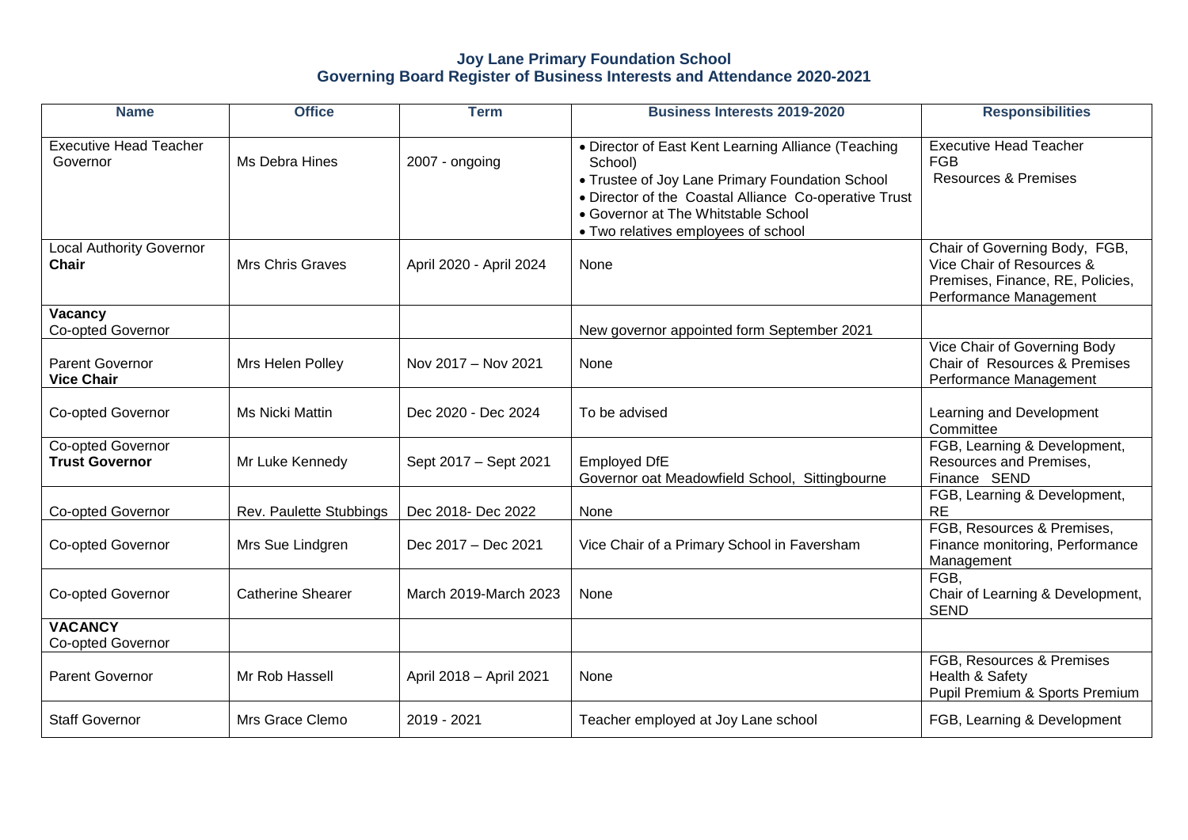# Joy Lane Primary Foundation School
## Governing Board Register of Business Interests and Attendance 2020-2021

| Name | Office | Term | Business Interests 2019-2020 | Responsibilities |
|---|---|---|---|---|
| Executive Head Teacher Governor | Ms Debra Hines | 2007 - ongoing | • Director of East Kent Learning Alliance (Teaching School)<br>• Trustee of Joy Lane Primary Foundation School<br>• Director of the Coastal Alliance Co-operative Trust<br>• Governor at The Whitstable School<br>• Two relatives employees of school | Executive Head Teacher<br>FGB<br>Resources & Premises |
| Local Authority Governor<br>**Chair** | Mrs Chris Graves | April 2020 - April 2024 | None | Chair of Governing Body, FGB, Vice Chair of Resources & Premises, Finance, RE, Policies, Performance Management |
| **Vacancy**<br>Co-opted Governor | | | New governor appointed form September 2021 | |
| Parent Governor<br>**Vice Chair** | Mrs Helen Polley | Nov 2017 – Nov 2021 | None | Vice Chair of Governing Body<br>Chair of Resources & Premises<br>Performance Management |
| Co-opted Governor | Ms Nicki Mattin | Dec 2020 - Dec 2024 | To be advised | Learning and Development Committee |
| Co-opted Governor<br>**Trust Governor** | Mr Luke Kennedy | Sept 2017 – Sept 2021 | Employed DfE<br>Governor oat Meadowfield School, Sittingbourne | FGB, Learning & Development, Resources and Premises, Finance SEND |
| Co-opted Governor | Rev. Paulette Stubbings | Dec 2018- Dec 2022 | None | FGB, Learning & Development, RE |
| Co-opted Governor | Mrs Sue Lindgren | Dec 2017 – Dec 2021 | Vice Chair of a Primary School in Faversham | FGB, Resources & Premises, Finance monitoring, Performance Management |
| Co-opted Governor | Catherine Shearer | March 2019-March 2023 | None | FGB,<br>Chair of Learning & Development, SEND |
| **VACANCY**<br>Co-opted Governor | | | | |
| Parent Governor | Mr Rob Hassell | April 2018 – April 2021 | None | FGB, Resources & Premises<br>Health & Safety<br>Pupil Premium & Sports Premium |
| Staff Governor | Mrs Grace Clemo | 2019 - 2021 | Teacher employed at Joy Lane school | FGB, Learning & Development |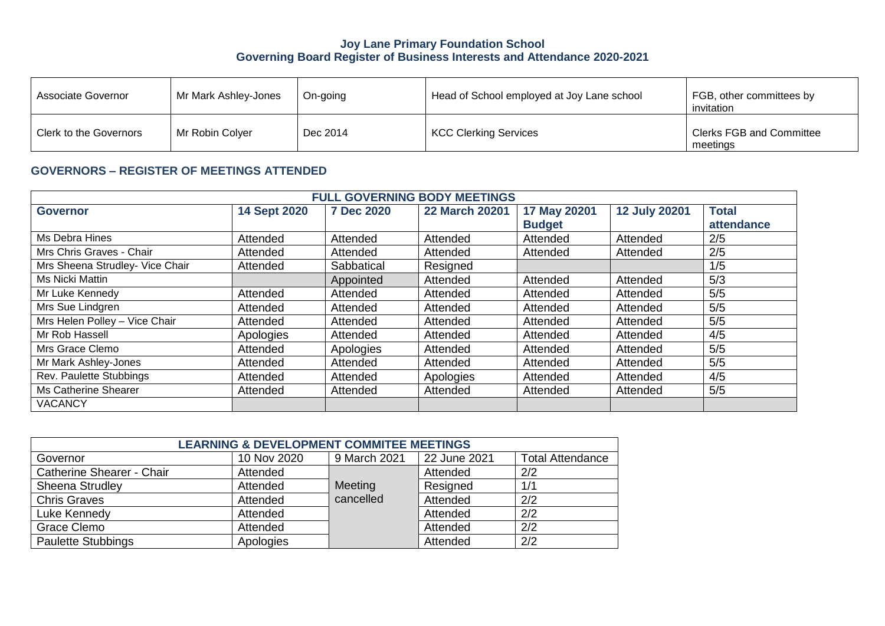# Joy Lane Primary Foundation School
## Governing Board Register of Business Interests and Attendance 2020-2021

| | | | | |
|---|---|---|---|---|
| Associate Governor | Mr Mark Ashley-Jones | On-going | Head of School employed at Joy Lane school | FGB, other committees by invitation |
| Clerk to the Governors | Mr Robin Colyer | Dec 2014 | KCC Clerking Services | Clerks FGB and Committee meetings |

### GOVERNORS – REGISTER OF MEETINGS ATTENDED

| **FULL GOVERNING BODY MEETINGS** | | | | | | |
|---|---|---|---|---|---|---|
| **Governor** | **14 Sept 2020** | **7 Dec 2020** | **22 March 20201** | **17 May 20201 Budget** | **12 July 20201** | **Total attendance** |
| Ms Debra Hines | Attended | Attended | Attended | Attended | Attended | 2/5 |
| Mrs Chris Graves - Chair | Attended | Attended | Attended | Attended | Attended | 2/5 |
| Mrs Sheena Strudley- Vice Chair | Attended | Sabbatical | Resigned | | | 1/5 |
| Ms Nicki Mattin | | Appointed | Attended | Attended | Attended | 5/3 |
| Mr Luke Kennedy | Attended | Attended | Attended | Attended | Attended | 5/5 |
| Mrs Sue Lindgren | Attended | Attended | Attended | Attended | Attended | 5/5 |
| Mrs Helen Polley – Vice Chair | Attended | Attended | Attended | Attended | Attended | 5/5 |
| Mr Rob Hassell | Apologies | Attended | Attended | Attended | Attended | 4/5 |
| Mrs Grace Clemo | Attended | Apologies | Attended | Attended | Attended | 5/5 |
| Mr Mark Ashley-Jones | Attended | Attended | Attended | Attended | Attended | 5/5 |
| Rev. Paulette Stubbings | Attended | Attended | Apologies | Attended | Attended | 4/5 |
| Ms Catherine Shearer | Attended | Attended | Attended | Attended | Attended | 5/5 |
| VACANCY | | | | | | |

| **LEARNING & DEVELOPMENT COMMITEE MEETINGS** | | | | |
|---|---|---|---|---|
| Governor | 10 Nov 2020 | 9 March 2021 | 22 June 2021 | Total Attendance |
| Catherine Shearer - Chair | Attended | Meeting cancelled | Attended | 2/2 |
| Sheena Strudley | Attended | | Resigned | 1/1 |
| Chris Graves | Attended | | Attended | 2/2 |
| Luke Kennedy | Attended | | Attended | 2/2 |
| Grace Clemo | Attended | | Attended | 2/2 |
| Paulette Stubbings | Apologies | | Attended | 2/2 |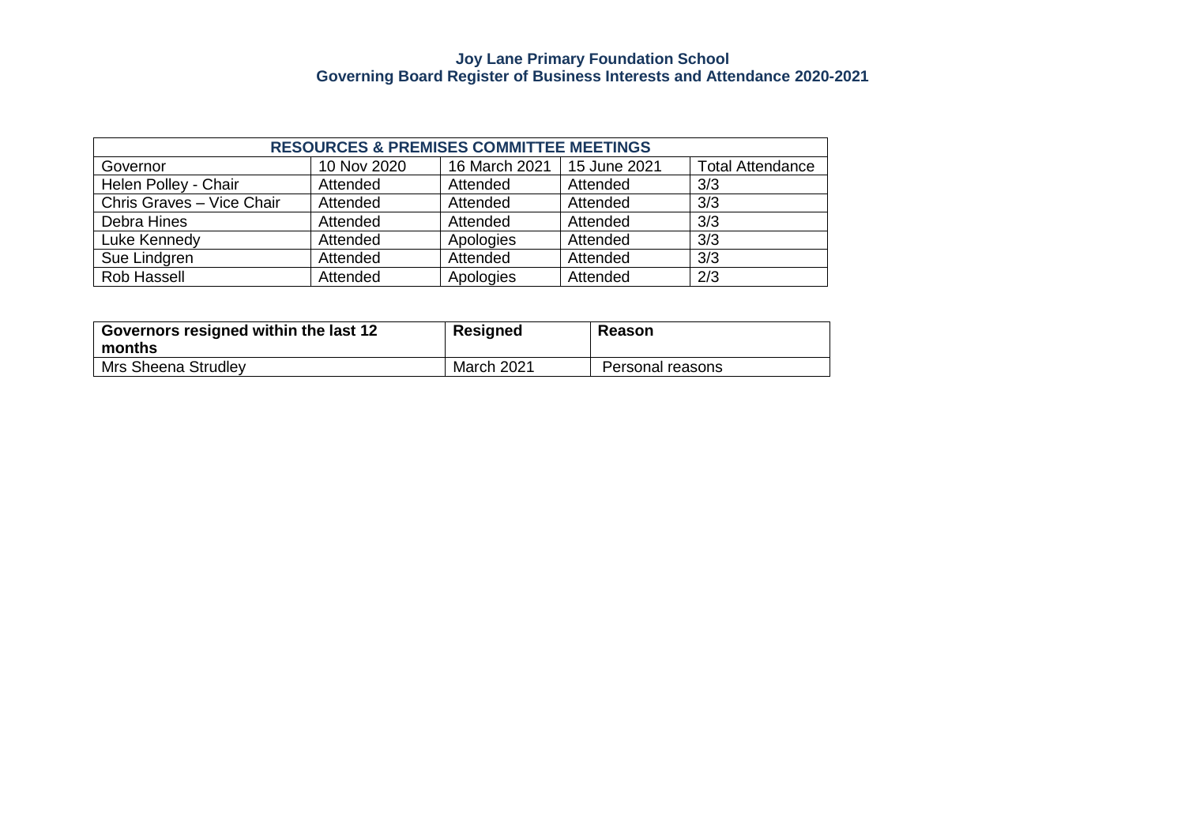# Joy Lane Primary Foundation School
## Governing Board Register of Business Interests and Attendance 2020-2021

| RESOURCES & PREMISES COMMITTEE MEETINGS | | | | |
|---|---|---|---|---|
| Governor | 10 Nov 2020 | 16 March 2021 | 15 June 2021 | Total Attendance |
| Helen Polley - Chair | Attended | Attended | Attended | 3/3 |
| Chris Graves – Vice Chair | Attended | Attended | Attended | 3/3 |
| Debra Hines | Attended | Attended | Attended | 3/3 |
| Luke Kennedy | Attended | Apologies | Attended | 3/3 |
| Sue Lindgren | Attended | Attended | Attended | 3/3 |
| Rob Hassell | Attended | Apologies | Attended | 2/3 |

| **Governors resigned within the last 12 months** | **Resigned** | **Reason** |
|---|---|---|
| Mrs Sheena Strudley | March 2021 | Personal reasons |